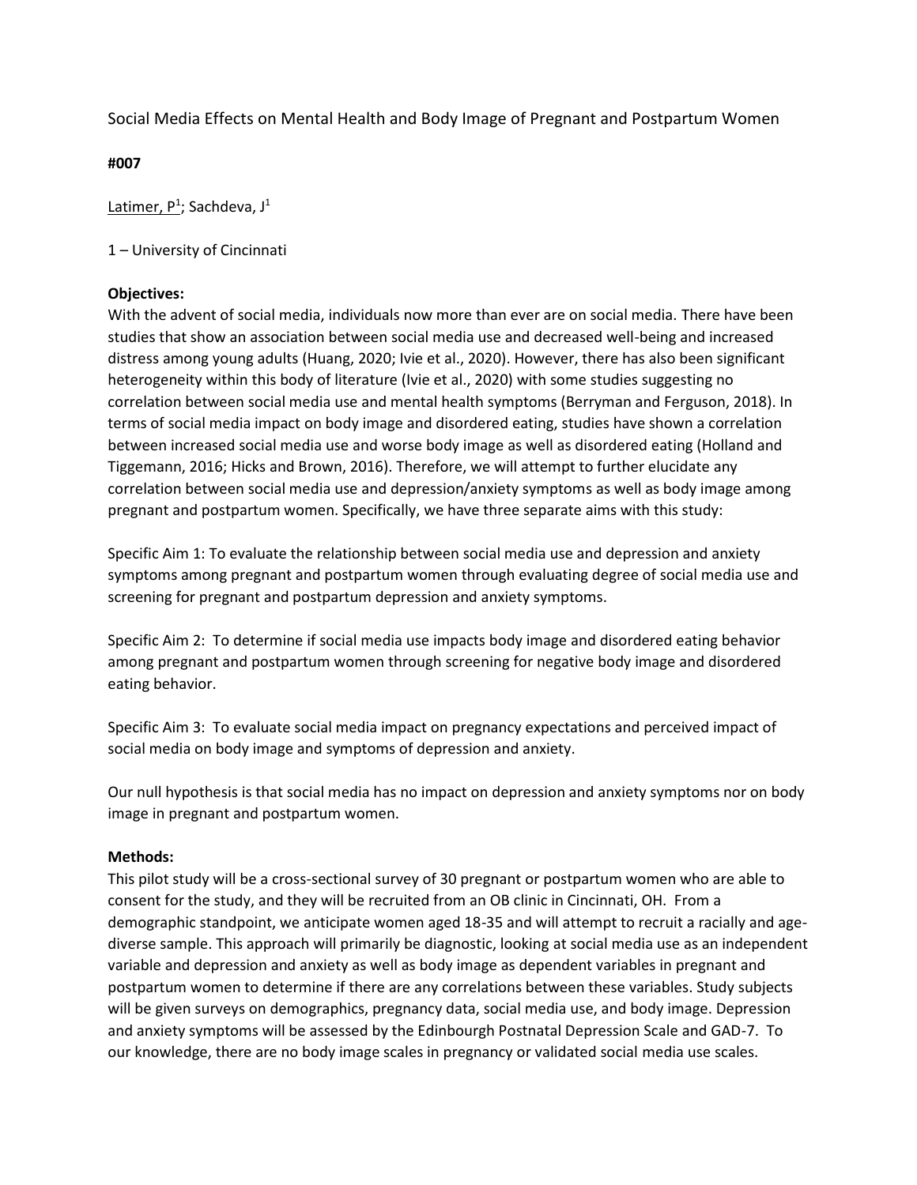# Social Media Effects on Mental Health and Body Image of Pregnant and Postpartum Women

**#007**

Latimer, P[1]; Sachdeva, J[1]

1 – University of Cincinnati

**Objectives:**

With the advent of social media, individuals now more than ever are on social media. There have been studies that show an association between social media use and decreased well-being and increased distress among young adults (Huang, 2020; Ivie et al., 2020). However, there has also been significant heterogeneity within this body of literature (Ivie et al., 2020) with some studies suggesting no correlation between social media use and mental health symptoms (Berryman and Ferguson, 2018). In terms of social media impact on body image and disordered eating, studies have shown a correlation between increased social media use and worse body image as well as disordered eating (Holland and Tiggemann, 2016; Hicks and Brown, 2016). Therefore, we will attempt to further elucidate any correlation between social media use and depression/anxiety symptoms as well as body image among pregnant and postpartum women. Specifically, we have three separate aims with this study:

Specific Aim 1: To evaluate the relationship between social media use and depression and anxiety symptoms among pregnant and postpartum women through evaluating degree of social media use and screening for pregnant and postpartum depression and anxiety symptoms.

Specific Aim 2: To determine if social media use impacts body image and disordered eating behavior among pregnant and postpartum women through screening for negative body image and disordered eating behavior.

Specific Aim 3: To evaluate social media impact on pregnancy expectations and perceived impact of social media on body image and symptoms of depression and anxiety.

Our null hypothesis is that social media has no impact on depression and anxiety symptoms nor on body image in pregnant and postpartum women.

**Methods:**

This pilot study will be a cross-sectional survey of 30 pregnant or postpartum women who are able to consent for the study, and they will be recruited from an OB clinic in Cincinnati, OH. From a demographic standpoint, we anticipate women aged 18-35 and will attempt to recruit a racially and age-diverse sample. This approach will primarily be diagnostic, looking at social media use as an independent variable and depression and anxiety as well as body image as dependent variables in pregnant and postpartum women to determine if there are any correlations between these variables. Study subjects will be given surveys on demographics, pregnancy data, social media use, and body image. Depression and anxiety symptoms will be assessed by the Edinbourgh Postnatal Depression Scale and GAD-7. To our knowledge, there are no body image scales in pregnancy or validated social media use scales.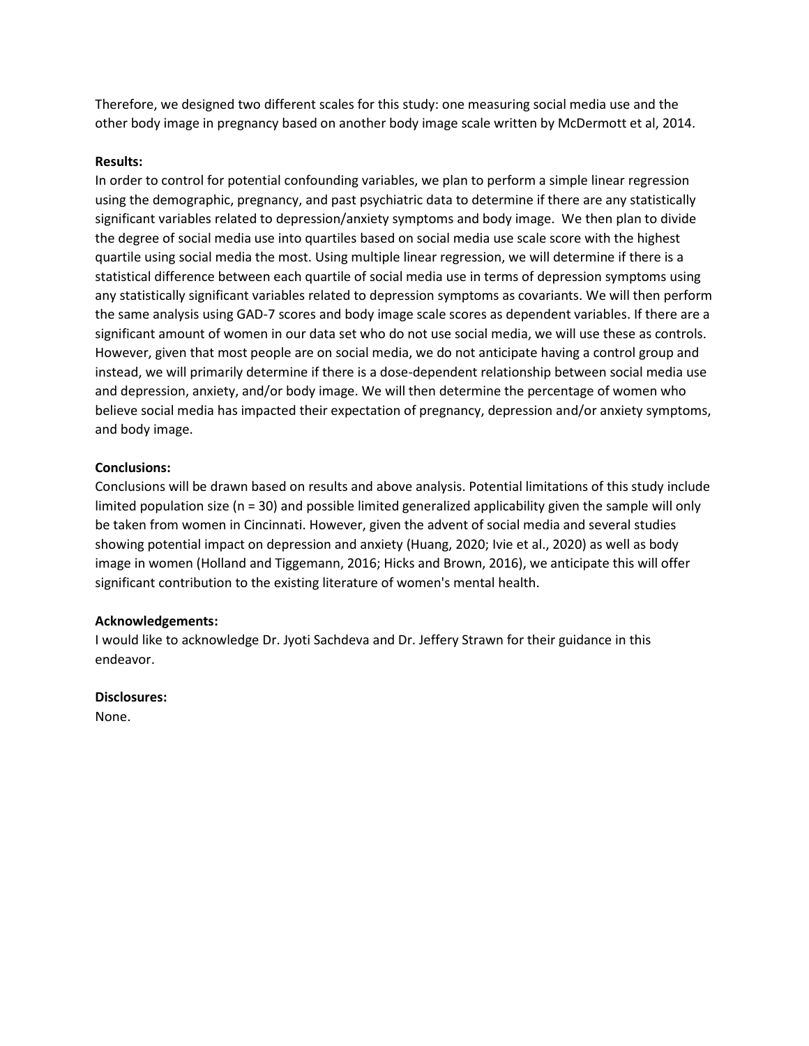Therefore, we designed two different scales for this study: one measuring social media use and the other body image in pregnancy based on another body image scale written by McDermott et al, 2014.

**Results:**

In order to control for potential confounding variables, we plan to perform a simple linear regression using the demographic, pregnancy, and past psychiatric data to determine if there are any statistically significant variables related to depression/anxiety symptoms and body image. We then plan to divide the degree of social media use into quartiles based on social media use scale score with the highest quartile using social media the most. Using multiple linear regression, we will determine if there is a statistical difference between each quartile of social media use in terms of depression symptoms using any statistically significant variables related to depression symptoms as covariants. We will then perform the same analysis using GAD-7 scores and body image scale scores as dependent variables. If there are a significant amount of women in our data set who do not use social media, we will use these as controls. However, given that most people are on social media, we do not anticipate having a control group and instead, we will primarily determine if there is a dose-dependent relationship between social media use and depression, anxiety, and/or body image. We will then determine the percentage of women who believe social media has impacted their expectation of pregnancy, depression and/or anxiety symptoms, and body image.

**Conclusions:**

Conclusions will be drawn based on results and above analysis. Potential limitations of this study include limited population size (n = 30) and possible limited generalized applicability given the sample will only be taken from women in Cincinnati. However, given the advent of social media and several studies showing potential impact on depression and anxiety (Huang, 2020; Ivie et al., 2020) as well as body image in women (Holland and Tiggemann, 2016; Hicks and Brown, 2016), we anticipate this will offer significant contribution to the existing literature of women's mental health.

**Acknowledgements:**

I would like to acknowledge Dr. Jyoti Sachdeva and Dr. Jeffery Strawn for their guidance in this endeavor.

**Disclosures:**

None.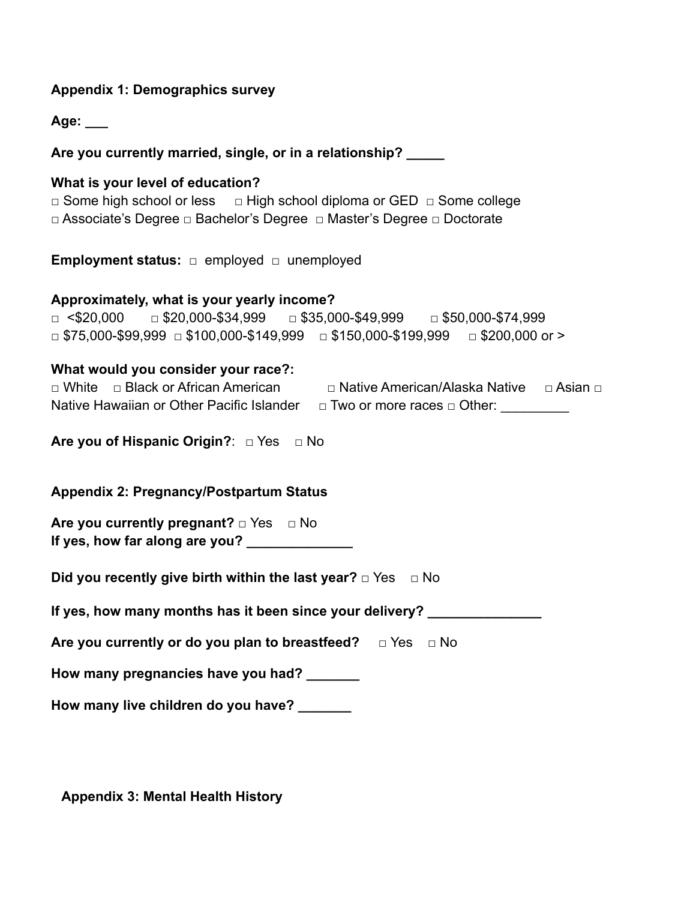**Appendix 1: Demographics survey**

**Age: ___**

**Are you currently married, single, or in a relationship? _____**

**What is your level of education?**

□ Some high school or less □ High school diploma or GED □ Some college
□ Associate's Degree □ Bachelor's Degree □ Master's Degree □ Doctorate

**Employment status:** □ employed □ unemployed

**Approximately, what is your yearly income?**

□ <$20,000 □ $20,000-$34,999 □ $35,000-$49,999 □ $50,000-$74,999
□ $75,000-$99,999 □ $100,000-$149,999 □ $150,000-$199,999 □ $200,000 or >

**What would you consider your race?:**

□ White □ Black or African American □ Native American/Alaska Native □ Asian □ Native Hawaiian or Other Pacific Islander □ Two or more races □ Other: _________

**Are you of Hispanic Origin?**: □ Yes □ No

**Appendix 2: Pregnancy/Postpartum Status**

**Are you currently pregnant?** □ Yes □ No
**If yes, how far along are you? _____________**

**Did you recently give birth within the last year?** □ Yes □ No

**If yes, how many months has it been since your delivery? ______________**

**Are you currently or do you plan to breastfeed?** □ Yes □ No

**How many pregnancies have you had? _______**

**How many live children do you have? _______**

**Appendix 3: Mental Health History**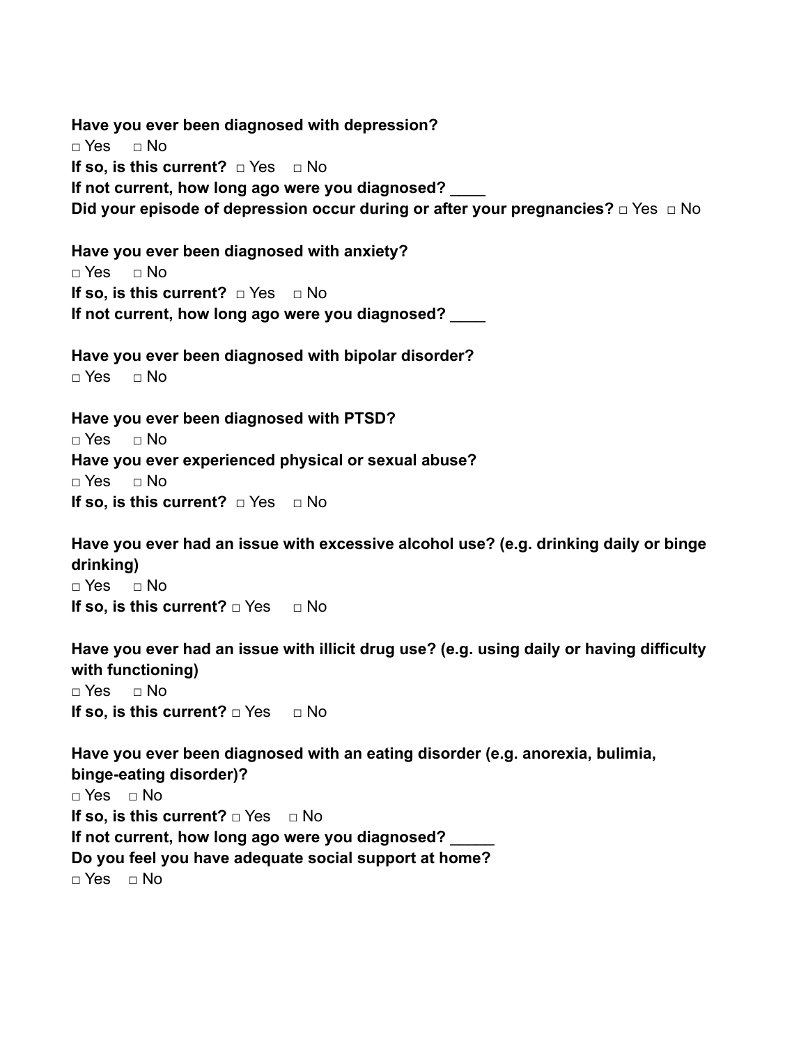**Have you ever been diagnosed with depression?**
□ Yes □ No
**If so, is this current?** □ Yes □ No
**If not current, how long ago were you diagnosed?** ____
**Did your episode of depression occur during or after your pregnancies?** □ Yes □ No

**Have you ever been diagnosed with anxiety?**
□ Yes □ No
**If so, is this current?** □ Yes □ No
**If not current, how long ago were you diagnosed?** ____

**Have you ever been diagnosed with bipolar disorder?**
□ Yes □ No

**Have you ever been diagnosed with PTSD?**
□ Yes □ No
**Have you ever experienced physical or sexual abuse?**
□ Yes □ No
**If so, is this current?** □ Yes □ No

**Have you ever had an issue with excessive alcohol use? (e.g. drinking daily or binge drinking)**
□ Yes □ No
**If so, is this current?** □ Yes □ No

**Have you ever had an issue with illicit drug use? (e.g. using daily or having difficulty with functioning)**
□ Yes □ No
**If so, is this current?** □ Yes □ No

**Have you ever been diagnosed with an eating disorder (e.g. anorexia, bulimia, binge-eating disorder)?**
□ Yes □ No
**If so, is this current?** □ Yes □ No
**If not current, how long ago were you diagnosed?** _____
**Do you feel you have adequate social support at home?**
□ Yes □ No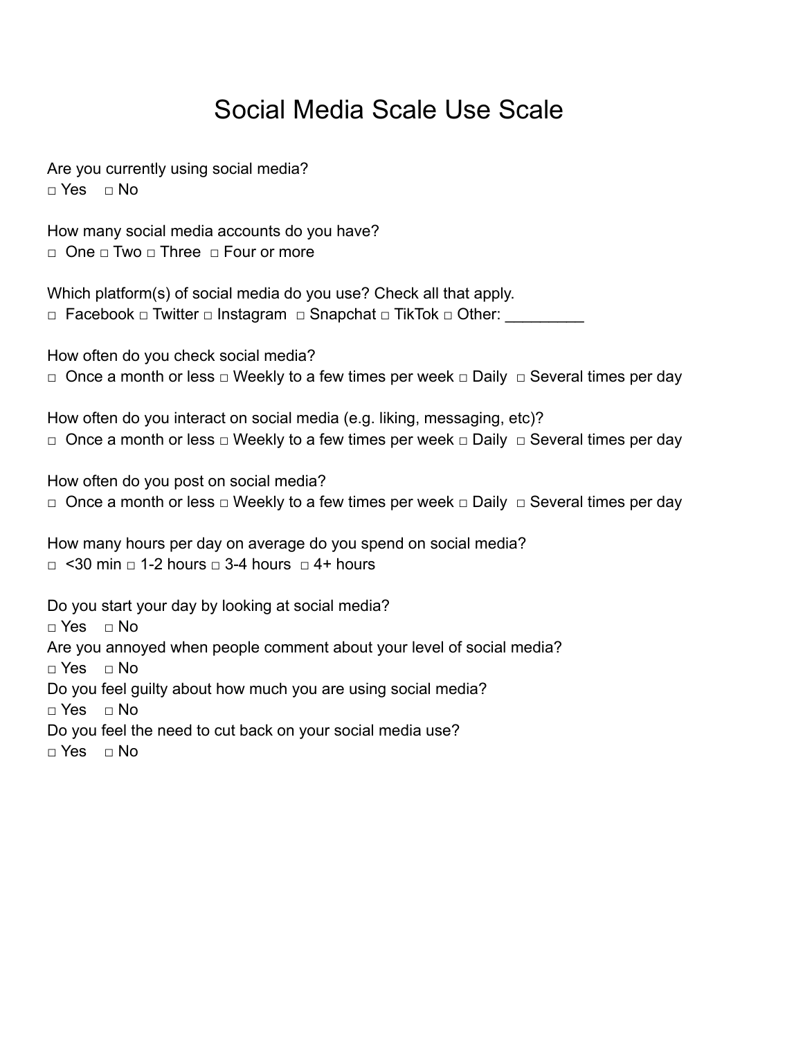# Social Media Scale Use Scale

Are you currently using social media?

□ Yes □ No

How many social media accounts do you have?

□ One □ Two □ Three □ Four or more

Which platform(s) of social media do you use? Check all that apply.

□ Facebook □ Twitter □ Instagram □ Snapchat □ TikTok □ Other: _________

How often do you check social media?

□ Once a month or less □ Weekly to a few times per week □ Daily □ Several times per day

How often do you interact on social media (e.g. liking, messaging, etc)?

□ Once a month or less □ Weekly to a few times per week □ Daily □ Several times per day

How often do you post on social media?

□ Once a month or less □ Weekly to a few times per week □ Daily □ Several times per day

How many hours per day on average do you spend on social media?

□ <30 min □ 1-2 hours □ 3-4 hours □ 4+ hours

Do you start your day by looking at social media?

□ Yes □ No

Are you annoyed when people comment about your level of social media?

□ Yes □ No

Do you feel guilty about how much you are using social media?

□ Yes □ No

Do you feel the need to cut back on your social media use?

□ Yes □ No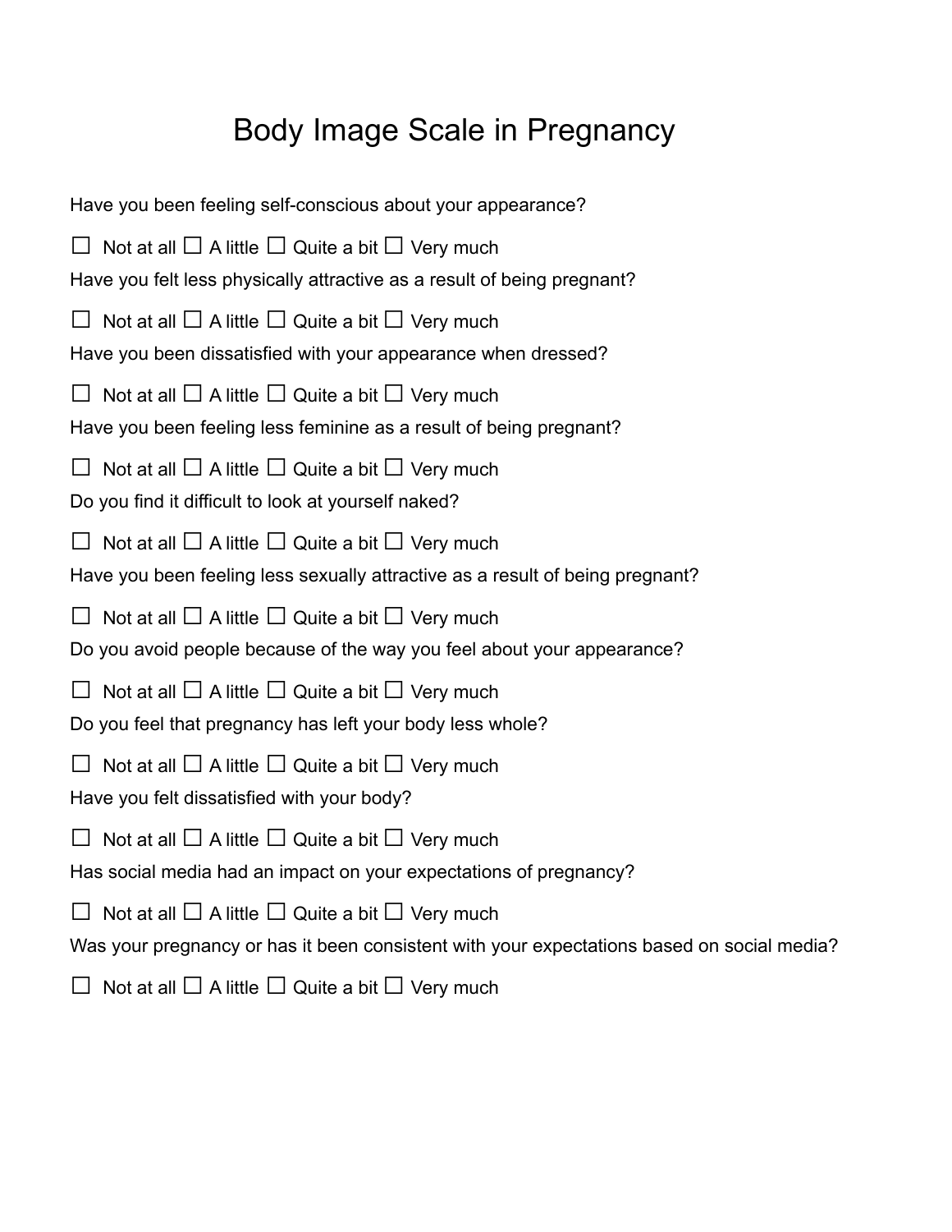# Body Image Scale in Pregnancy

Have you been feeling self-conscious about your appearance?

☐ Not at all ☐ A little ☐ Quite a bit ☐ Very much

Have you felt less physically attractive as a result of being pregnant?

☐ Not at all ☐ A little ☐ Quite a bit ☐ Very much

Have you been dissatisfied with your appearance when dressed?

☐ Not at all ☐ A little ☐ Quite a bit ☐ Very much

Have you been feeling less feminine as a result of being pregnant?

☐ Not at all ☐ A little ☐ Quite a bit ☐ Very much

Do you find it difficult to look at yourself naked?

☐ Not at all ☐ A little ☐ Quite a bit ☐ Very much

Have you been feeling less sexually attractive as a result of being pregnant?

☐ Not at all ☐ A little ☐ Quite a bit ☐ Very much

Do you avoid people because of the way you feel about your appearance?

☐ Not at all ☐ A little ☐ Quite a bit ☐ Very much

Do you feel that pregnancy has left your body less whole?

☐ Not at all ☐ A little ☐ Quite a bit ☐ Very much

Have you felt dissatisfied with your body?

☐ Not at all ☐ A little ☐ Quite a bit ☐ Very much

Has social media had an impact on your expectations of pregnancy?

☐ Not at all ☐ A little ☐ Quite a bit ☐ Very much

Was your pregnancy or has it been consistent with your expectations based on social media?

☐ Not at all ☐ A little ☐ Quite a bit ☐ Very much